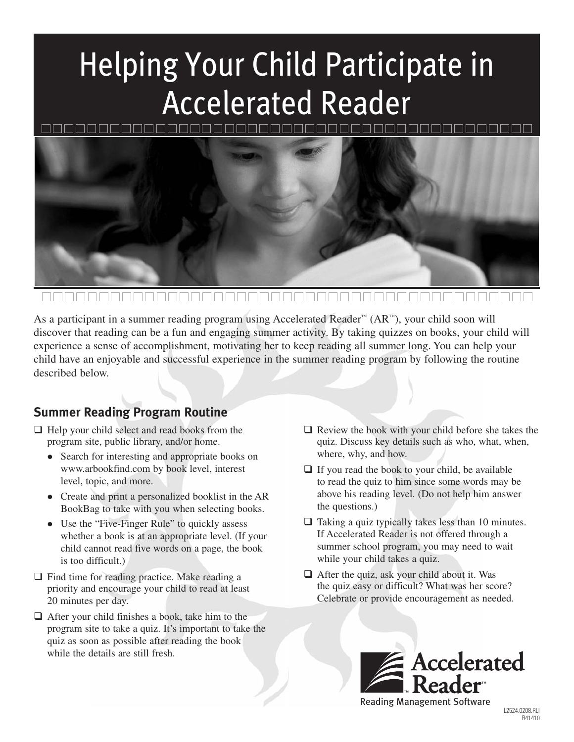# Helping Your Child Participate in Accelerated Reader

As a participant in a summer reading program using Accelerated Reader™ (AR™), your child soon will discover that reading can be a fun and engaging summer activity. By taking quizzes on books, your child will experience a sense of accomplishment, motivating her to keep reading all summer long. You can help your child have an enjoyable and successful experience in the summer reading program by following the routine described below.

## Summer Reading Program Routine

- ❑ Help your child select and read books from the program site, public library, and/or home.
  - Search for interesting and appropriate books on www.arbookfind.com by book level, interest level, topic, and more.
  - Create and print a personalized booklist in the AR BookBag to take with you when selecting books.
  - Use the "Five-Finger Rule" to quickly assess whether a book is at an appropriate level. (If your child cannot read five words on a page, the book is too difficult.)
- ❑ Find time for reading practice. Make reading a priority and encourage your child to read at least 20 minutes per day.
- ❑ After your child finishes a book, take him to the program site to take a quiz. It's important to take the quiz as soon as possible after reading the book while the details are still fresh.
- ❑ Review the book with your child before she takes the quiz. Discuss key details such as who, what, when, where, why, and how.
- ❑ If you read the book to your child, be available to read the quiz to him since some words may be above his reading level. (Do not help him answer the questions.)
- ❑ Taking a quiz typically takes less than 10 minutes. If Accelerated Reader is not offered through a summer school program, you may need to wait while your child takes a quiz.
- ❑ After the quiz, ask your child about it. Was the quiz easy or difficult? What was her score? Celebrate or provide encouragement as needed.

Accelerated Reader™
Reading Management Software

L2524.0208.RLI
R41410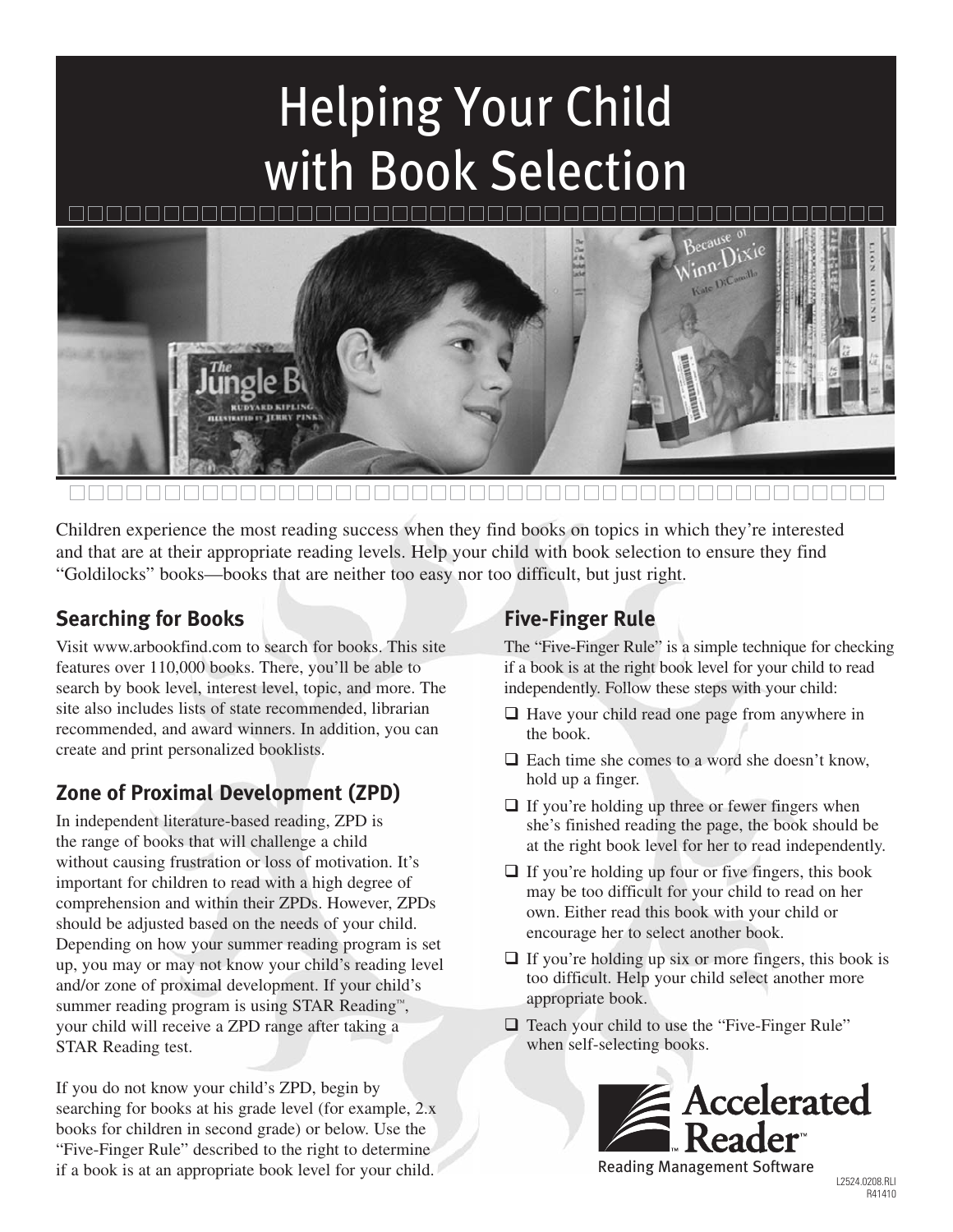# Helping Your Child with Book Selection

Children experience the most reading success when they find books on topics in which they're interested and that are at their appropriate reading levels. Help your child with book selection to ensure they find "Goldilocks" books—books that are neither too easy nor too difficult, but just right.

## Searching for Books

Visit www.arbookfind.com to search for books. This site features over 110,000 books. There, you'll be able to search by book level, interest level, topic, and more. The site also includes lists of state recommended, librarian recommended, and award winners. In addition, you can create and print personalized booklists.

## Zone of Proximal Development (ZPD)

In independent literature-based reading, ZPD is the range of books that will challenge a child without causing frustration or loss of motivation. It's important for children to read with a high degree of comprehension and within their ZPDs. However, ZPDs should be adjusted based on the needs of your child. Depending on how your summer reading program is set up, you may or may not know your child's reading level and/or zone of proximal development. If your child's summer reading program is using STAR Reading™, your child will receive a ZPD range after taking a STAR Reading test.

If you do not know your child's ZPD, begin by searching for books at his grade level (for example, 2.x books for children in second grade) or below. Use the "Five-Finger Rule" described to the right to determine if a book is at an appropriate book level for your child.

## Five-Finger Rule

The "Five-Finger Rule" is a simple technique for checking if a book is at the right book level for your child to read independently. Follow these steps with your child:

- ❑ Have your child read one page from anywhere in the book.
- ❑ Each time she comes to a word she doesn't know, hold up a finger.
- ❑ If you're holding up three or fewer fingers when she's finished reading the page, the book should be at the right book level for her to read independently.
- ❑ If you're holding up four or five fingers, this book may be too difficult for your child to read on her own. Either read this book with your child or encourage her to select another book.
- ❑ If you're holding up six or more fingers, this book is too difficult. Help your child select another more appropriate book.
- ❑ Teach your child to use the "Five-Finger Rule" when self-selecting books.

Accelerated Reader™
Reading Management Software

L2524.0208.RLI
R41410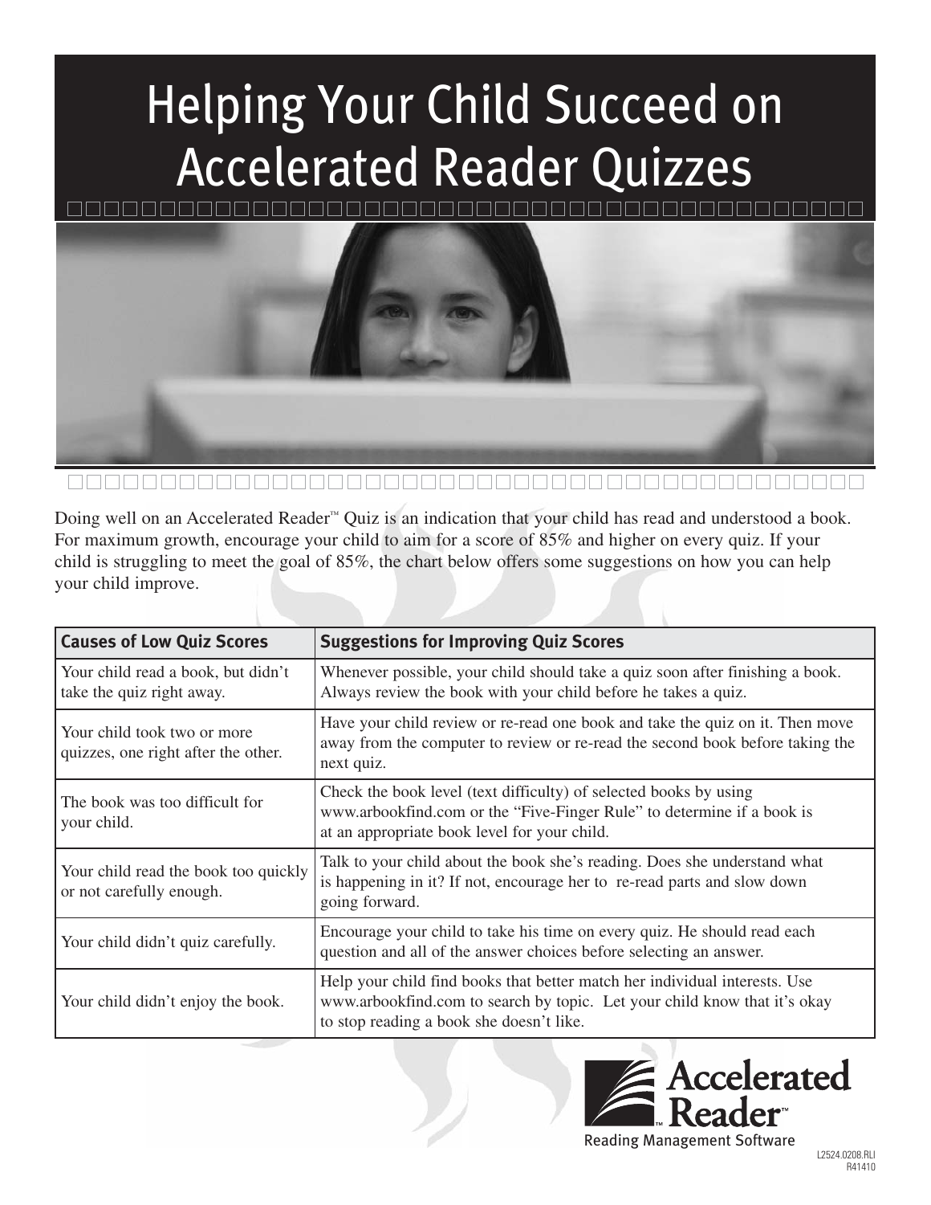# Helping Your Child Succeed on Accelerated Reader Quizzes

Doing well on an Accelerated Reader™ Quiz is an indication that your child has read and understood a book. For maximum growth, encourage your child to aim for a score of 85% and higher on every quiz. If your child is struggling to meet the goal of 85%, the chart below offers some suggestions on how you can help your child improve.

| Causes of Low Quiz Scores | Suggestions for Improving Quiz Scores |
|---|---|
| Your child read a book, but didn't take the quiz right away. | Whenever possible, your child should take a quiz soon after finishing a book. Always review the book with your child before he takes a quiz. |
| Your child took two or more quizzes, one right after the other. | Have your child review or re-read one book and take the quiz on it. Then move away from the computer to review or re-read the second book before taking the next quiz. |
| The book was too difficult for your child. | Check the book level (text difficulty) of selected books by using www.arbookfind.com or the "Five-Finger Rule" to determine if a book is at an appropriate book level for your child. |
| Your child read the book too quickly or not carefully enough. | Talk to your child about the book she's reading. Does she understand what is happening in it? If not, encourage her to re-read parts and slow down going forward. |
| Your child didn't quiz carefully. | Encourage your child to take his time on every quiz. He should read each question and all of the answer choices before selecting an answer. |
| Your child didn't enjoy the book. | Help your child find books that better match her individual interests. Use www.arbookfind.com to search by topic. Let your child know that it's okay to stop reading a book she doesn't like. |

Accelerated Reader™

Reading Management Software

L2524.0208.RLI
R41410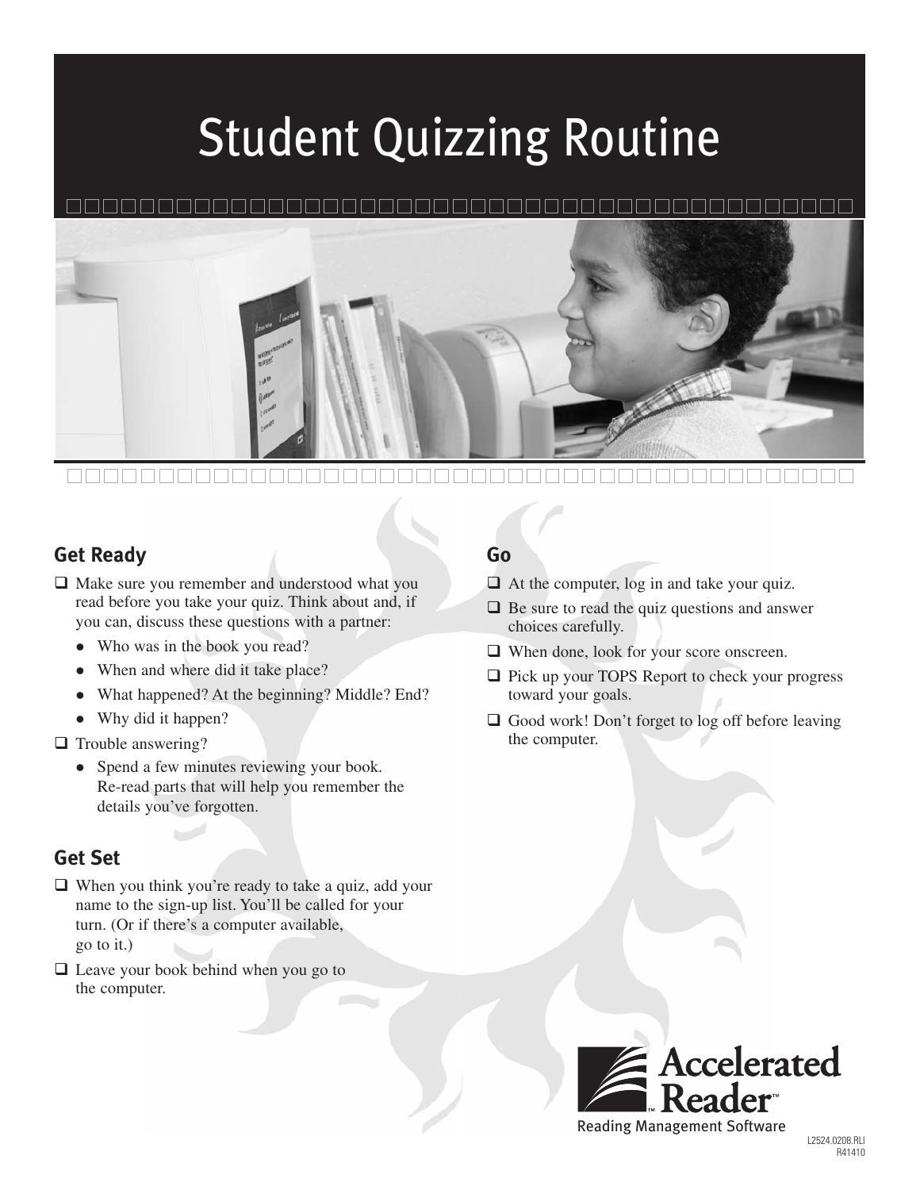# Student Quizzing Routine

## Get Ready

- ❑ Make sure you remember and understood what you read before you take your quiz. Think about and, if you can, discuss these questions with a partner:
  - Who was in the book you read?
  - When and where did it take place?
  - What happened? At the beginning? Middle? End?
  - Why did it happen?
- ❑ Trouble answering?
  - Spend a few minutes reviewing your book. Re-read parts that will help you remember the details you've forgotten.

## Get Set

- ❑ When you think you're ready to take a quiz, add your name to the sign-up list. You'll be called for your turn. (Or if there's a computer available, go to it.)
- ❑ Leave your book behind when you go to the computer.

## Go

- ❑ At the computer, log in and take your quiz.
- ❑ Be sure to read the quiz questions and answer choices carefully.
- ❑ When done, look for your score onscreen.
- ❑ Pick up your TOPS Report to check your progress toward your goals.
- ❑ Good work! Don't forget to log off before leaving the computer.

Accelerated Reader™
Reading Management Software

L2524.0208.RLI
R41410